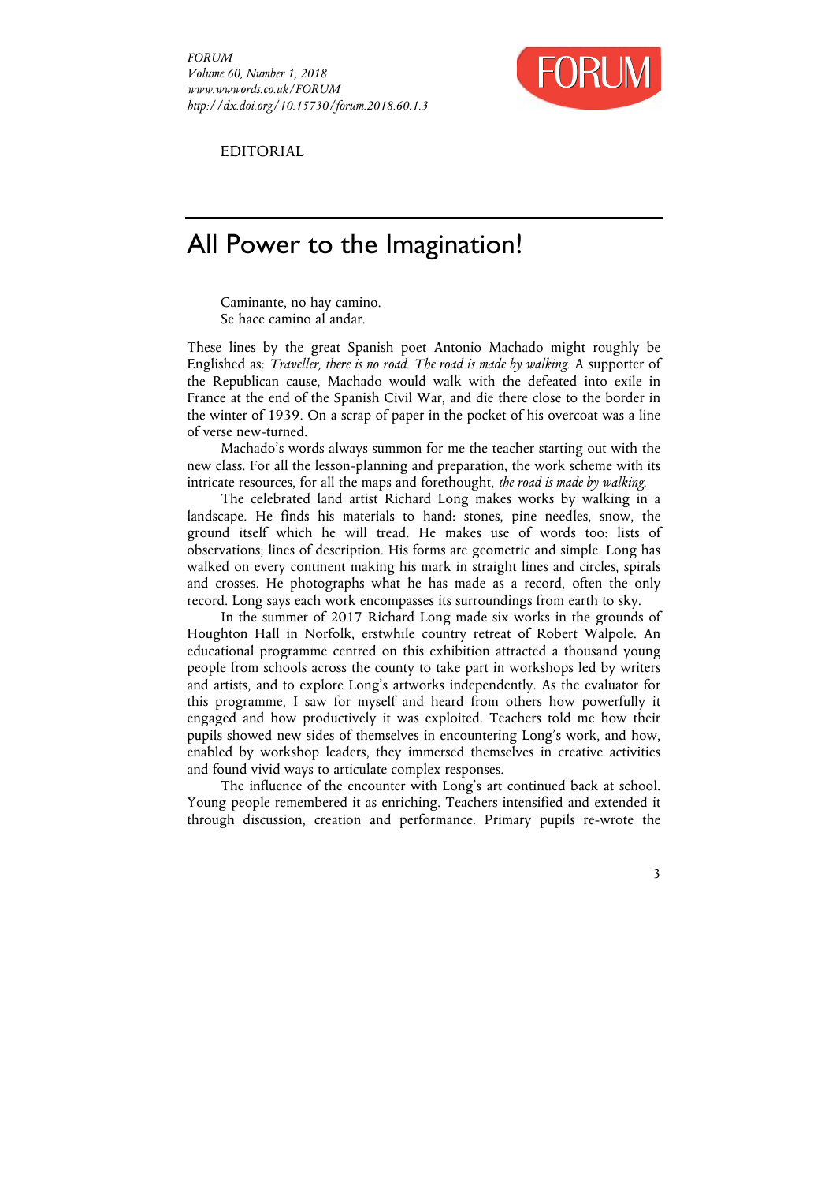EDITORIAL

# All Power to the Imagination!

> Caminante, no hay camino.
> Se hace camino al andar.

These lines by the great Spanish poet Antonio Machado might roughly be Englished as: *Traveller, there is no road. The road is made by walking.* A supporter of the Republican cause, Machado would walk with the defeated into exile in France at the end of the Spanish Civil War, and die there close to the border in the winter of 1939. On a scrap of paper in the pocket of his overcoat was a line of verse new-turned.

Machado's words always summon for me the teacher starting out with the new class. For all the lesson-planning and preparation, the work scheme with its intricate resources, for all the maps and forethought, *the road is made by walking*.

The celebrated land artist Richard Long makes works by walking in a landscape. He finds his materials to hand: stones, pine needles, snow, the ground itself which he will tread. He makes use of words too: lists of observations; lines of description. His forms are geometric and simple. Long has walked on every continent making his mark in straight lines and circles, spirals and crosses. He photographs what he has made as a record, often the only record. Long says each work encompasses its surroundings from earth to sky.

In the summer of 2017 Richard Long made six works in the grounds of Houghton Hall in Norfolk, erstwhile country retreat of Robert Walpole. An educational programme centred on this exhibition attracted a thousand young people from schools across the county to take part in workshops led by writers and artists, and to explore Long's artworks independently. As the evaluator for this programme, I saw for myself and heard from others how powerfully it engaged and how productively it was exploited. Teachers told me how their pupils showed new sides of themselves in encountering Long's work, and how, enabled by workshop leaders, they immersed themselves in creative activities and found vivid ways to articulate complex responses.

The influence of the encounter with Long's art continued back at school. Young people remembered it as enriching. Teachers intensified and extended it through discussion, creation and performance. Primary pupils re-wrote the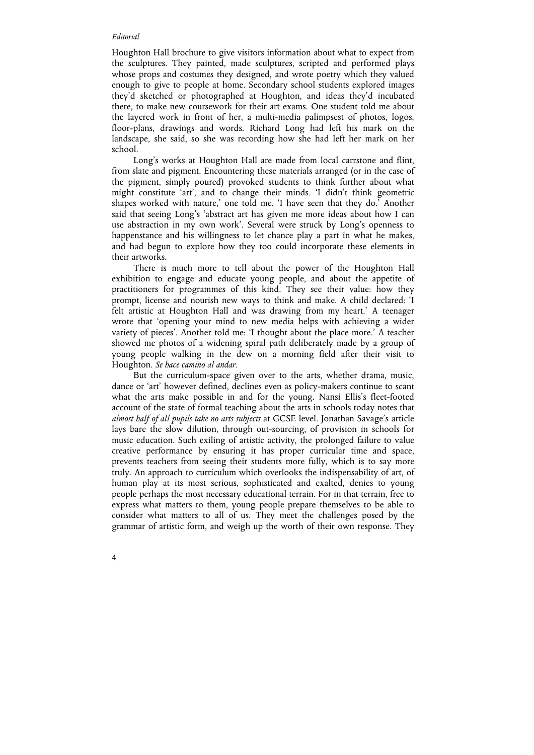Houghton Hall brochure to give visitors information about what to expect from the sculptures. They painted, made sculptures, scripted and performed plays whose props and costumes they designed, and wrote poetry which they valued enough to give to people at home. Secondary school students explored images they'd sketched or photographed at Houghton, and ideas they'd incubated there, to make new coursework for their art exams. One student told me about the layered work in front of her, a multi-media palimpsest of photos, logos, floor-plans, drawings and words. Richard Long had left his mark on the landscape, she said, so she was recording how she had left her mark on her school.

Long's works at Houghton Hall are made from local carrstone and flint, from slate and pigment. Encountering these materials arranged (or in the case of the pigment, simply poured) provoked students to think further about what might constitute 'art', and to change their minds. 'I didn't think geometric shapes worked with nature,' one told me. 'I have seen that they do.' Another said that seeing Long's 'abstract art has given me more ideas about how I can use abstraction in my own work'. Several were struck by Long's openness to happenstance and his willingness to let chance play a part in what he makes, and had begun to explore how they too could incorporate these elements in their artworks.

There is much more to tell about the power of the Houghton Hall exhibition to engage and educate young people, and about the appetite of practitioners for programmes of this kind. They see their value: how they prompt, license and nourish new ways to think and make. A child declared: 'I felt artistic at Houghton Hall and was drawing from my heart.' A teenager wrote that 'opening your mind to new media helps with achieving a wider variety of pieces'. Another told me: 'I thought about the place more.' A teacher showed me photos of a widening spiral path deliberately made by a group of young people walking in the dew on a morning field after their visit to Houghton. *Se hace camino al andar*.

But the curriculum-space given over to the arts, whether drama, music, dance or 'art' however defined, declines even as policy-makers continue to scant what the arts make possible in and for the young. Nansi Ellis's fleet-footed account of the state of formal teaching about the arts in schools today notes that *almost half of all pupils take no arts subjects* at GCSE level. Jonathan Savage's article lays bare the slow dilution, through out-sourcing, of provision in schools for music education. Such exiling of artistic activity, the prolonged failure to value creative performance by ensuring it has proper curricular time and space, prevents teachers from seeing their students more fully, which is to say more truly. An approach to curriculum which overlooks the indispensability of art, of human play at its most serious, sophisticated and exalted, denies to young people perhaps the most necessary educational terrain. For in that terrain, free to express what matters to them, young people prepare themselves to be able to consider what matters to all of us. They meet the challenges posed by the grammar of artistic form, and weigh up the worth of their own response. They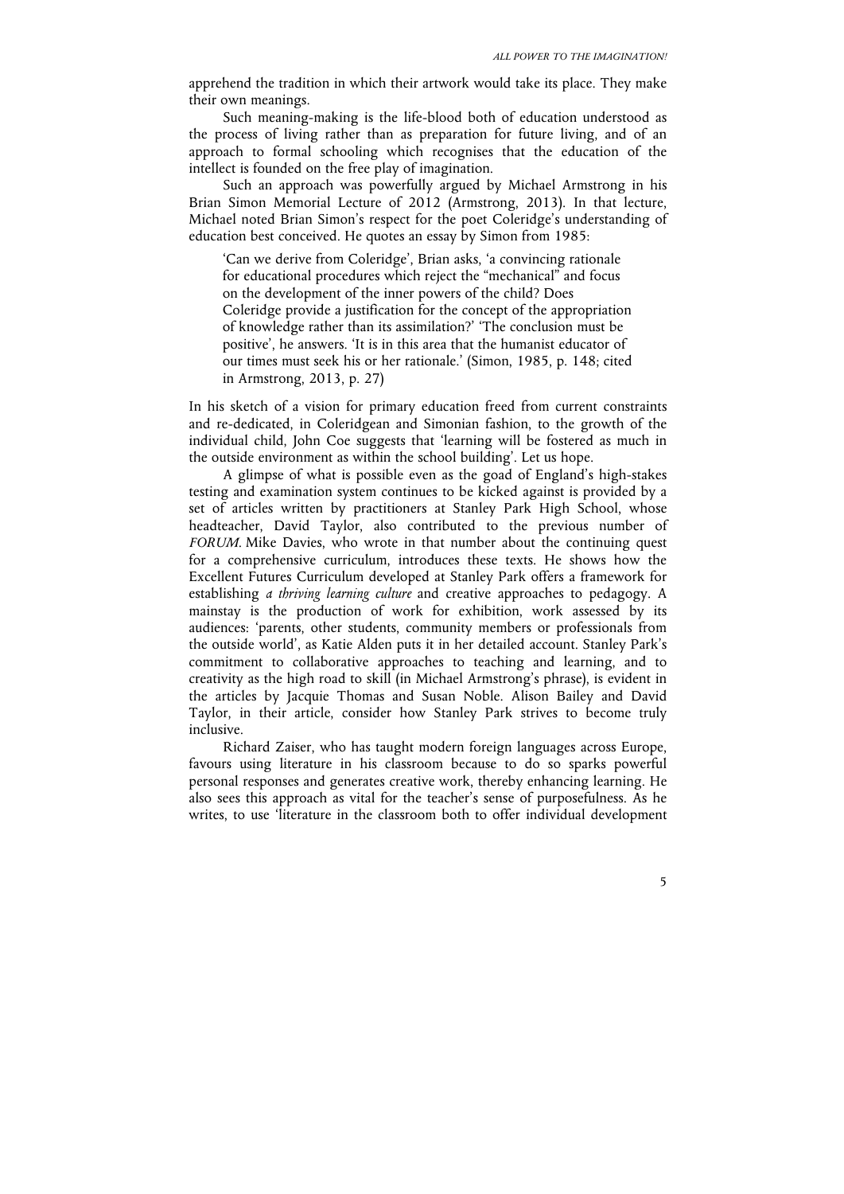apprehend the tradition in which their artwork would take its place. They make their own meanings.

Such meaning-making is the life-blood both of education understood as the process of living rather than as preparation for future living, and of an approach to formal schooling which recognises that the education of the intellect is founded on the free play of imagination.

Such an approach was powerfully argued by Michael Armstrong in his Brian Simon Memorial Lecture of 2012 (Armstrong, 2013). In that lecture, Michael noted Brian Simon's respect for the poet Coleridge's understanding of education best conceived. He quotes an essay by Simon from 1985:

> 'Can we derive from Coleridge', Brian asks, 'a convincing rationale for educational procedures which reject the "mechanical" and focus on the development of the inner powers of the child? Does Coleridge provide a justification for the concept of the appropriation of knowledge rather than its assimilation?' 'The conclusion must be positive', he answers. 'It is in this area that the humanist educator of our times must seek his or her rationale.' (Simon, 1985, p. 148; cited in Armstrong, 2013, p. 27)

In his sketch of a vision for primary education freed from current constraints and re-dedicated, in Coleridgean and Simonian fashion, to the growth of the individual child, John Coe suggests that 'learning will be fostered as much in the outside environment as within the school building'. Let us hope.

A glimpse of what is possible even as the goad of England's high-stakes testing and examination system continues to be kicked against is provided by a set of articles written by practitioners at Stanley Park High School, whose headteacher, David Taylor, also contributed to the previous number of *FORUM*. Mike Davies, who wrote in that number about the continuing quest for a comprehensive curriculum, introduces these texts. He shows how the Excellent Futures Curriculum developed at Stanley Park offers a framework for establishing *a thriving learning culture* and creative approaches to pedagogy. A mainstay is the production of work for exhibition, work assessed by its audiences: 'parents, other students, community members or professionals from the outside world', as Katie Alden puts it in her detailed account. Stanley Park's commitment to collaborative approaches to teaching and learning, and to creativity as the high road to skill (in Michael Armstrong's phrase), is evident in the articles by Jacquie Thomas and Susan Noble. Alison Bailey and David Taylor, in their article, consider how Stanley Park strives to become truly inclusive.

Richard Zaiser, who has taught modern foreign languages across Europe, favours using literature in his classroom because to do so sparks powerful personal responses and generates creative work, thereby enhancing learning. He also sees this approach as vital for the teacher's sense of purposefulness. As he writes, to use 'literature in the classroom both to offer individual development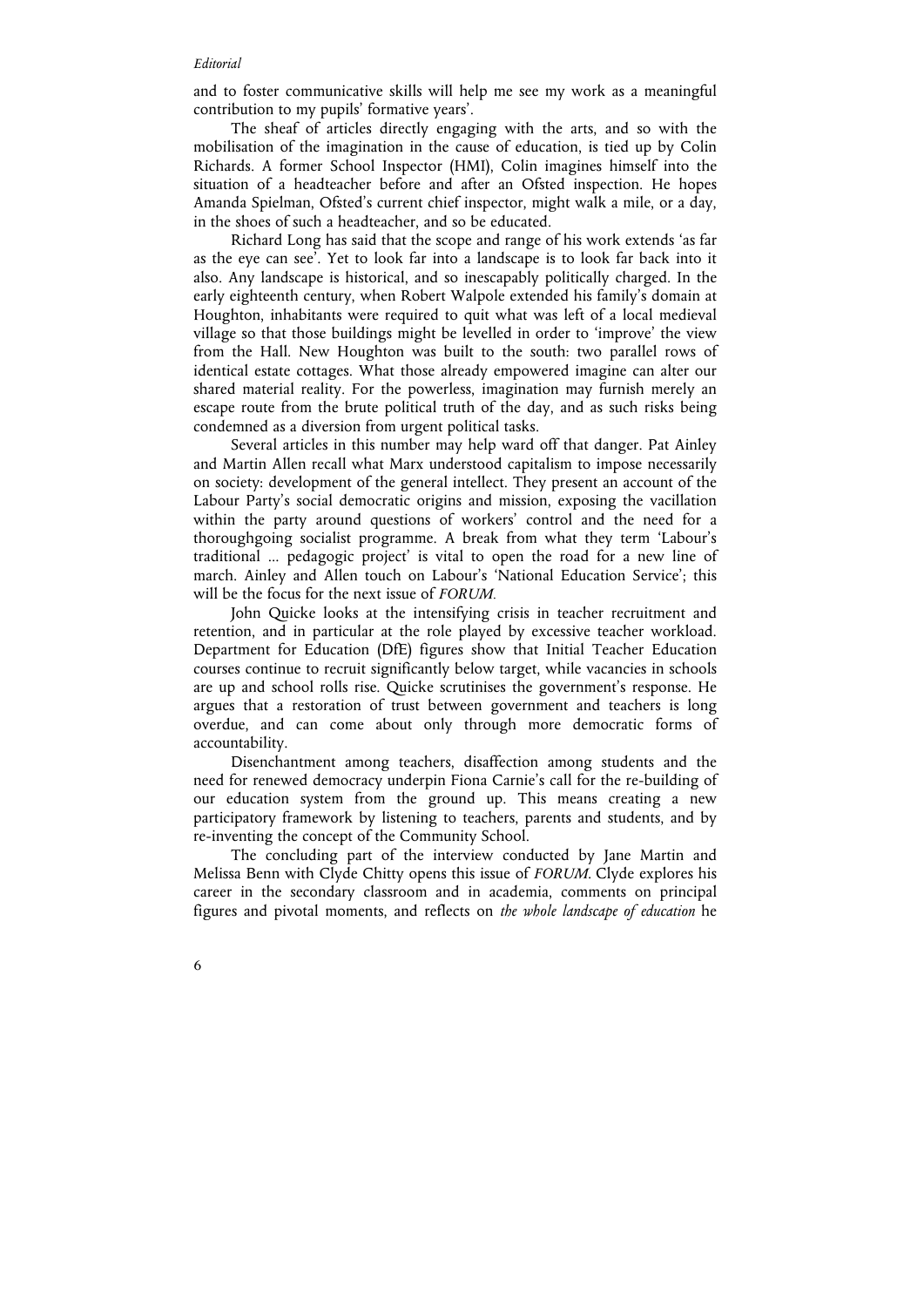and to foster communicative skills will help me see my work as a meaningful contribution to my pupils' formative years'.

The sheaf of articles directly engaging with the arts, and so with the mobilisation of the imagination in the cause of education, is tied up by Colin Richards. A former School Inspector (HMI), Colin imagines himself into the situation of a headteacher before and after an Ofsted inspection. He hopes Amanda Spielman, Ofsted's current chief inspector, might walk a mile, or a day, in the shoes of such a headteacher, and so be educated.

Richard Long has said that the scope and range of his work extends 'as far as the eye can see'. Yet to look far into a landscape is to look far back into it also. Any landscape is historical, and so inescapably politically charged. In the early eighteenth century, when Robert Walpole extended his family's domain at Houghton, inhabitants were required to quit what was left of a local medieval village so that those buildings might be levelled in order to 'improve' the view from the Hall. New Houghton was built to the south: two parallel rows of identical estate cottages. What those already empowered imagine can alter our shared material reality. For the powerless, imagination may furnish merely an escape route from the brute political truth of the day, and as such risks being condemned as a diversion from urgent political tasks.

Several articles in this number may help ward off that danger. Pat Ainley and Martin Allen recall what Marx understood capitalism to impose necessarily on society: development of the general intellect. They present an account of the Labour Party's social democratic origins and mission, exposing the vacillation within the party around questions of workers' control and the need for a thoroughgoing socialist programme. A break from what they term 'Labour's traditional ... pedagogic project' is vital to open the road for a new line of march. Ainley and Allen touch on Labour's 'National Education Service'; this will be the focus for the next issue of *FORUM*.

John Quicke looks at the intensifying crisis in teacher recruitment and retention, and in particular at the role played by excessive teacher workload. Department for Education (DfE) figures show that Initial Teacher Education courses continue to recruit significantly below target, while vacancies in schools are up and school rolls rise. Quicke scrutinises the government's response. He argues that a restoration of trust between government and teachers is long overdue, and can come about only through more democratic forms of accountability.

Disenchantment among teachers, disaffection among students and the need for renewed democracy underpin Fiona Carnie's call for the re-building of our education system from the ground up. This means creating a new participatory framework by listening to teachers, parents and students, and by re-inventing the concept of the Community School.

The concluding part of the interview conducted by Jane Martin and Melissa Benn with Clyde Chitty opens this issue of *FORUM*. Clyde explores his career in the secondary classroom and in academia, comments on principal figures and pivotal moments, and reflects on *the whole landscape of education* he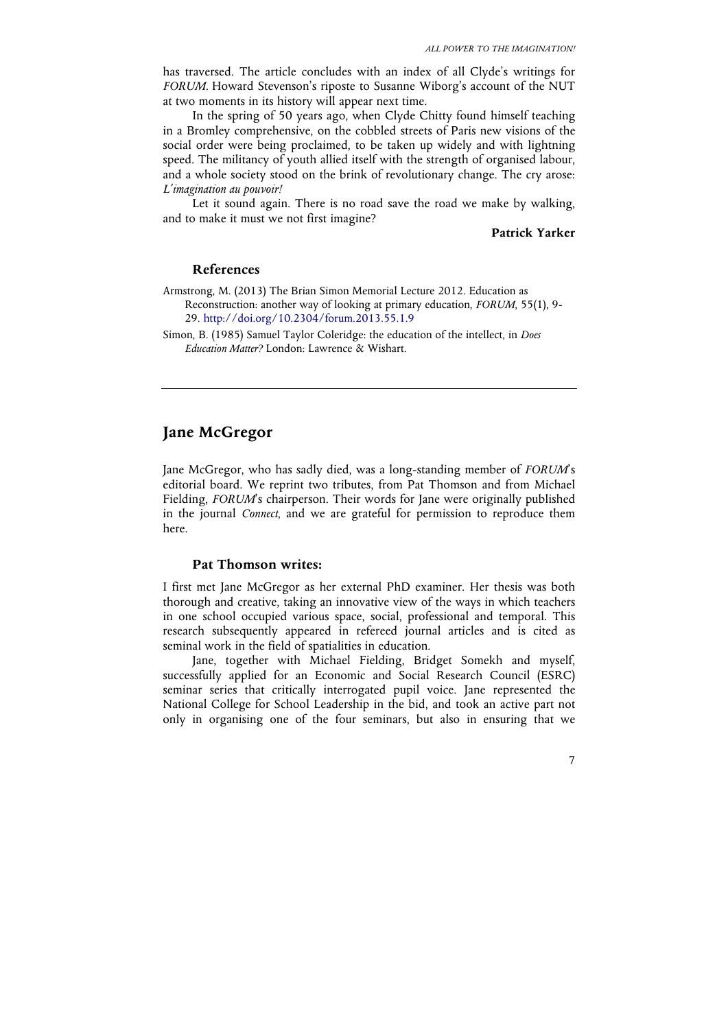has traversed. The article concludes with an index of all Clyde's writings for *FORUM*. Howard Stevenson's riposte to Susanne Wiborg's account of the NUT at two moments in its history will appear next time.

In the spring of 50 years ago, when Clyde Chitty found himself teaching in a Bromley comprehensive, on the cobbled streets of Paris new visions of the social order were being proclaimed, to be taken up widely and with lightning speed. The militancy of youth allied itself with the strength of organised labour, and a whole society stood on the brink of revolutionary change. The cry arose: *L'imagination au pouvoir!*

Let it sound again. There is no road save the road we make by walking, and to make it must we not first imagine?

**Patrick Yarker**

### References

Armstrong, M. (2013) The Brian Simon Memorial Lecture 2012. Education as Reconstruction: another way of looking at primary education, *FORUM*, 55(1), 9-29. http://doi.org/10.2304/forum.2013.55.1.9

Simon, B. (1985) Samuel Taylor Coleridge: the education of the intellect, in *Does Education Matter?* London: Lawrence & Wishart.

---

## Jane McGregor

Jane McGregor, who has sadly died, was a long-standing member of *FORUM*'s editorial board. We reprint two tributes, from Pat Thomson and from Michael Fielding, *FORUM*'s chairperson. Their words for Jane were originally published in the journal *Connect*, and we are grateful for permission to reproduce them here.

### Pat Thomson writes:

I first met Jane McGregor as her external PhD examiner. Her thesis was both thorough and creative, taking an innovative view of the ways in which teachers in one school occupied various space, social, professional and temporal. This research subsequently appeared in refereed journal articles and is cited as seminal work in the field of spatialities in education.

Jane, together with Michael Fielding, Bridget Somekh and myself, successfully applied for an Economic and Social Research Council (ESRC) seminar series that critically interrogated pupil voice. Jane represented the National College for School Leadership in the bid, and took an active part not only in organising one of the four seminars, but also in ensuring that we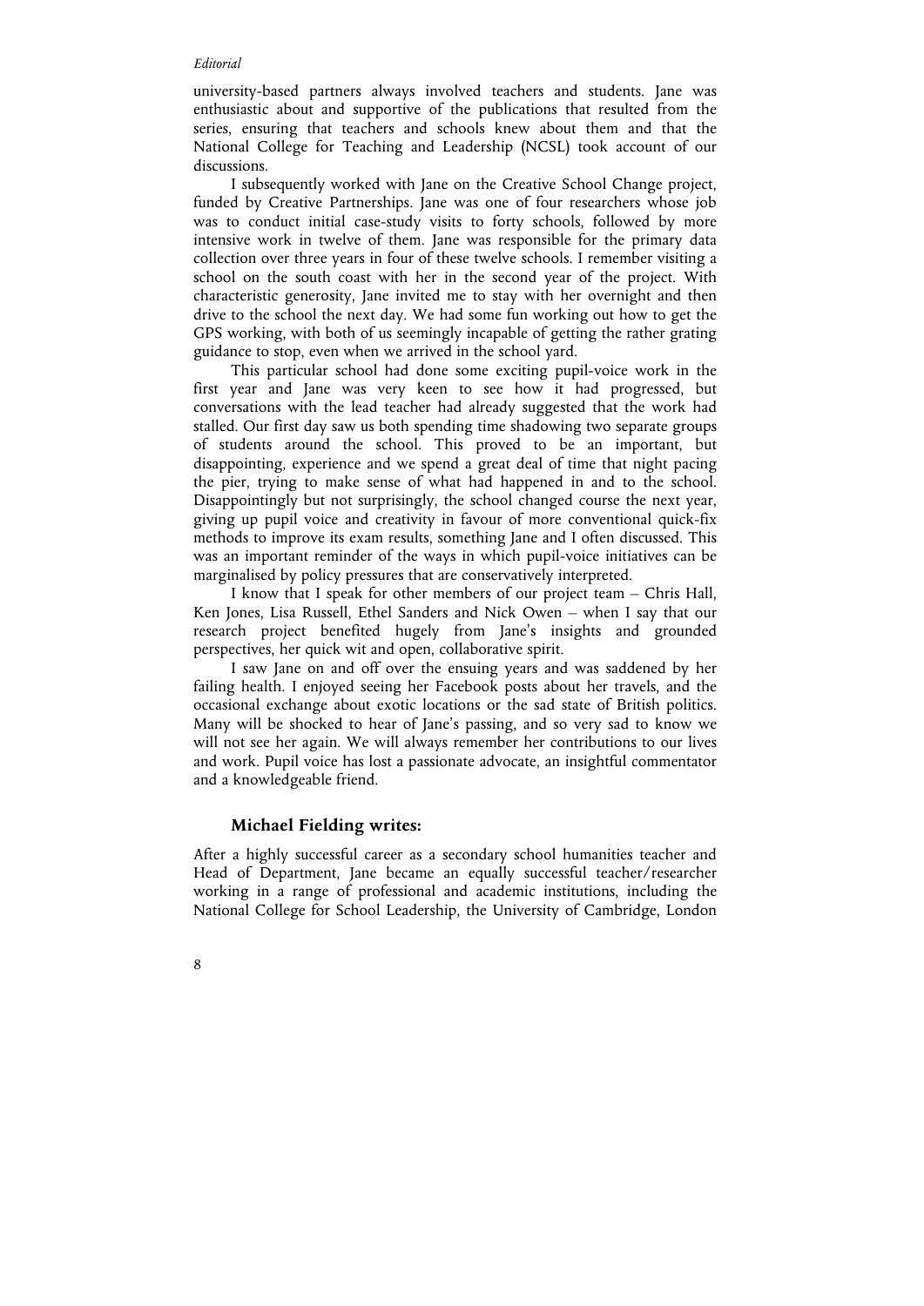university-based partners always involved teachers and students. Jane was enthusiastic about and supportive of the publications that resulted from the series, ensuring that teachers and schools knew about them and that the National College for Teaching and Leadership (NCSL) took account of our discussions.

I subsequently worked with Jane on the Creative School Change project, funded by Creative Partnerships. Jane was one of four researchers whose job was to conduct initial case-study visits to forty schools, followed by more intensive work in twelve of them. Jane was responsible for the primary data collection over three years in four of these twelve schools. I remember visiting a school on the south coast with her in the second year of the project. With characteristic generosity, Jane invited me to stay with her overnight and then drive to the school the next day. We had some fun working out how to get the GPS working, with both of us seemingly incapable of getting the rather grating guidance to stop, even when we arrived in the school yard.

This particular school had done some exciting pupil-voice work in the first year and Jane was very keen to see how it had progressed, but conversations with the lead teacher had already suggested that the work had stalled. Our first day saw us both spending time shadowing two separate groups of students around the school. This proved to be an important, but disappointing, experience and we spend a great deal of time that night pacing the pier, trying to make sense of what had happened in and to the school. Disappointingly but not surprisingly, the school changed course the next year, giving up pupil voice and creativity in favour of more conventional quick-fix methods to improve its exam results, something Jane and I often discussed. This was an important reminder of the ways in which pupil-voice initiatives can be marginalised by policy pressures that are conservatively interpreted.

I know that I speak for other members of our project team – Chris Hall, Ken Jones, Lisa Russell, Ethel Sanders and Nick Owen – when I say that our research project benefited hugely from Jane's insights and grounded perspectives, her quick wit and open, collaborative spirit.

I saw Jane on and off over the ensuing years and was saddened by her failing health. I enjoyed seeing her Facebook posts about her travels, and the occasional exchange about exotic locations or the sad state of British politics. Many will be shocked to hear of Jane's passing, and so very sad to know we will not see her again. We will always remember her contributions to our lives and work. Pupil voice has lost a passionate advocate, an insightful commentator and a knowledgeable friend.

### Michael Fielding writes:

After a highly successful career as a secondary school humanities teacher and Head of Department, Jane became an equally successful teacher/researcher working in a range of professional and academic institutions, including the National College for School Leadership, the University of Cambridge, London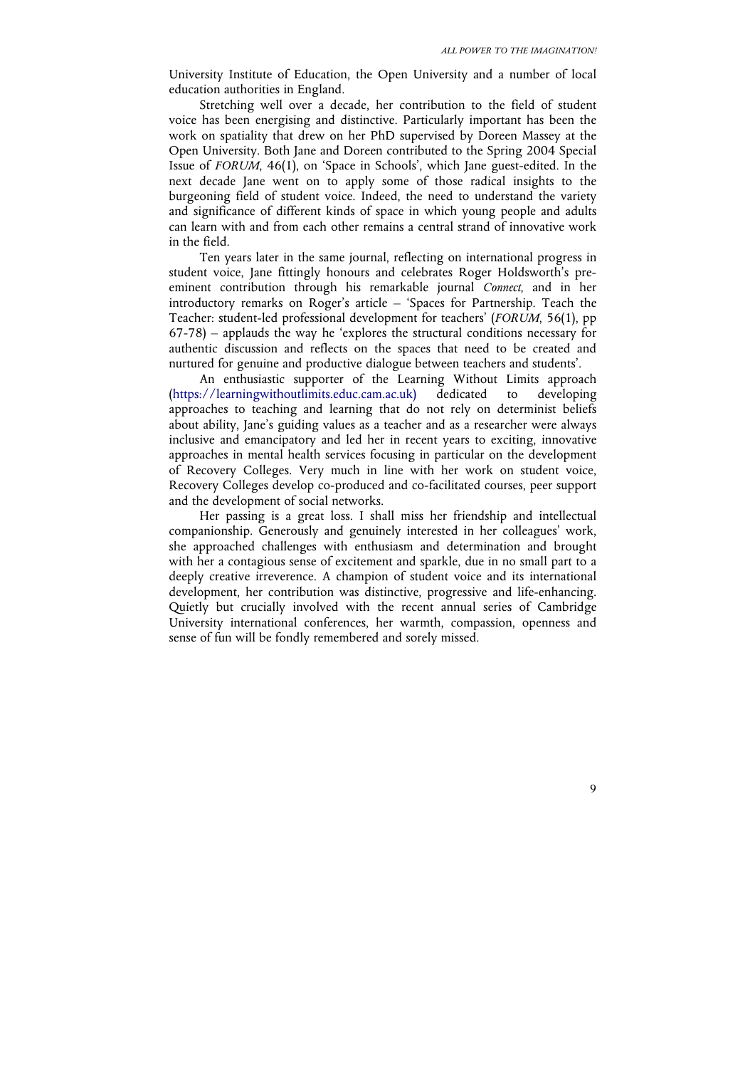University Institute of Education, the Open University and a number of local education authorities in England.

Stretching well over a decade, her contribution to the field of student voice has been energising and distinctive. Particularly important has been the work on spatiality that drew on her PhD supervised by Doreen Massey at the Open University. Both Jane and Doreen contributed to the Spring 2004 Special Issue of *FORUM*, 46(1), on 'Space in Schools', which Jane guest-edited. In the next decade Jane went on to apply some of those radical insights to the burgeoning field of student voice. Indeed, the need to understand the variety and significance of different kinds of space in which young people and adults can learn with and from each other remains a central strand of innovative work in the field.

Ten years later in the same journal, reflecting on international progress in student voice, Jane fittingly honours and celebrates Roger Holdsworth's pre-eminent contribution through his remarkable journal *Connect*, and in her introductory remarks on Roger's article – 'Spaces for Partnership. Teach the Teacher: student-led professional development for teachers' (*FORUM*, 56(1), pp 67-78) – applauds the way he 'explores the structural conditions necessary for authentic discussion and reflects on the spaces that need to be created and nurtured for genuine and productive dialogue between teachers and students'.

An enthusiastic supporter of the Learning Without Limits approach (https://learningwithoutlimits.educ.cam.ac.uk) dedicated to developing approaches to teaching and learning that do not rely on determinist beliefs about ability, Jane's guiding values as a teacher and as a researcher were always inclusive and emancipatory and led her in recent years to exciting, innovative approaches in mental health services focusing in particular on the development of Recovery Colleges. Very much in line with her work on student voice, Recovery Colleges develop co-produced and co-facilitated courses, peer support and the development of social networks.

Her passing is a great loss. I shall miss her friendship and intellectual companionship. Generously and genuinely interested in her colleagues' work, she approached challenges with enthusiasm and determination and brought with her a contagious sense of excitement and sparkle, due in no small part to a deeply creative irreverence. A champion of student voice and its international development, her contribution was distinctive, progressive and life-enhancing. Quietly but crucially involved with the recent annual series of Cambridge University international conferences, her warmth, compassion, openness and sense of fun will be fondly remembered and sorely missed.